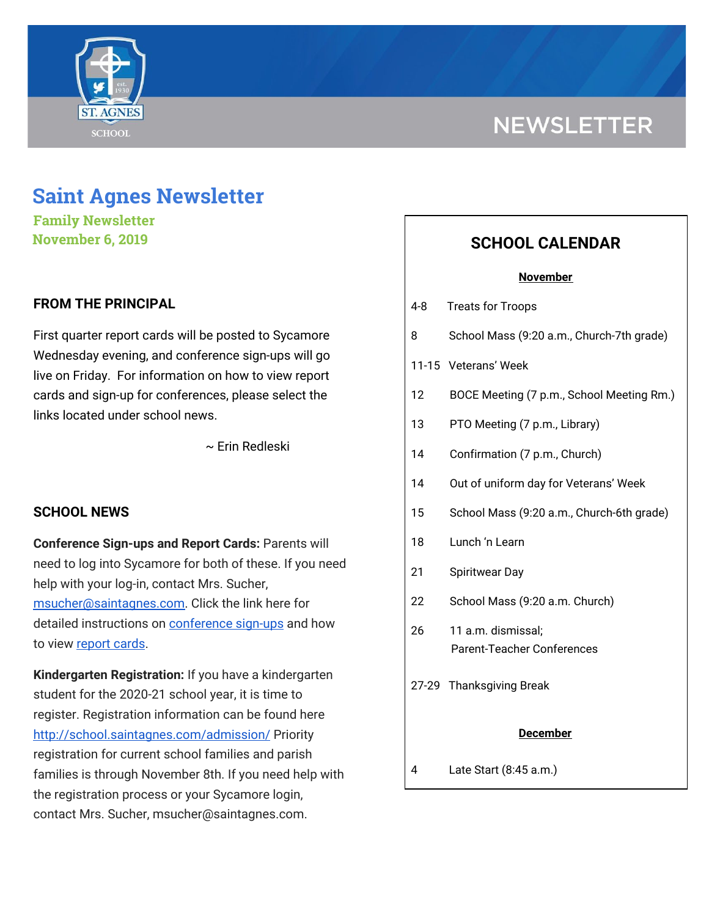# NEWSLETTER

# Saint Agnes Newsletter

**Family Newsletter**
**November 6, 2019**

## FROM THE PRINCIPAL

First quarter report cards will be posted to Sycamore Wednesday evening, and conference sign-ups will go live on Friday. For information on how to view report cards and sign-up for conferences, please select the links located under school news.

~ Erin Redleski

## SCHOOL NEWS

**Conference Sign-ups and Report Cards:** Parents will need to log into Sycamore for both of these. If you need help with your log-in, contact Mrs. Sucher, msucher@saintagnes.com. Click the link here for detailed instructions on conference sign-ups and how to view report cards.

**Kindergarten Registration:** If you have a kindergarten student for the 2020-21 school year, it is time to register. Registration information can be found here http://school.saintagnes.com/admission/ Priority registration for current school families and parish families is through November 8th. If you need help with the registration process or your Sycamore login, contact Mrs. Sucher, msucher@saintagnes.com.

## SCHOOL CALENDAR

**November**

| | |
|---|---|
| 4-8 | Treats for Troops |
| 8 | School Mass (9:20 a.m., Church-7th grade) |
| 11-15 | Veterans' Week |
| 12 | BOCE Meeting (7 p.m., School Meeting Rm.) |
| 13 | PTO Meeting (7 p.m., Library) |
| 14 | Confirmation (7 p.m., Church) |
| 14 | Out of uniform day for Veterans' Week |
| 15 | School Mass (9:20 a.m., Church-6th grade) |
| 18 | Lunch 'n Learn |
| 21 | Spiritwear Day |
| 22 | School Mass (9:20 a.m. Church) |
| 26 | 11 a.m. dismissal; Parent-Teacher Conferences |
| 27-29 | Thanksgiving Break |

**December**

| | |
|---|---|
| 4 | Late Start (8:45 a.m.) |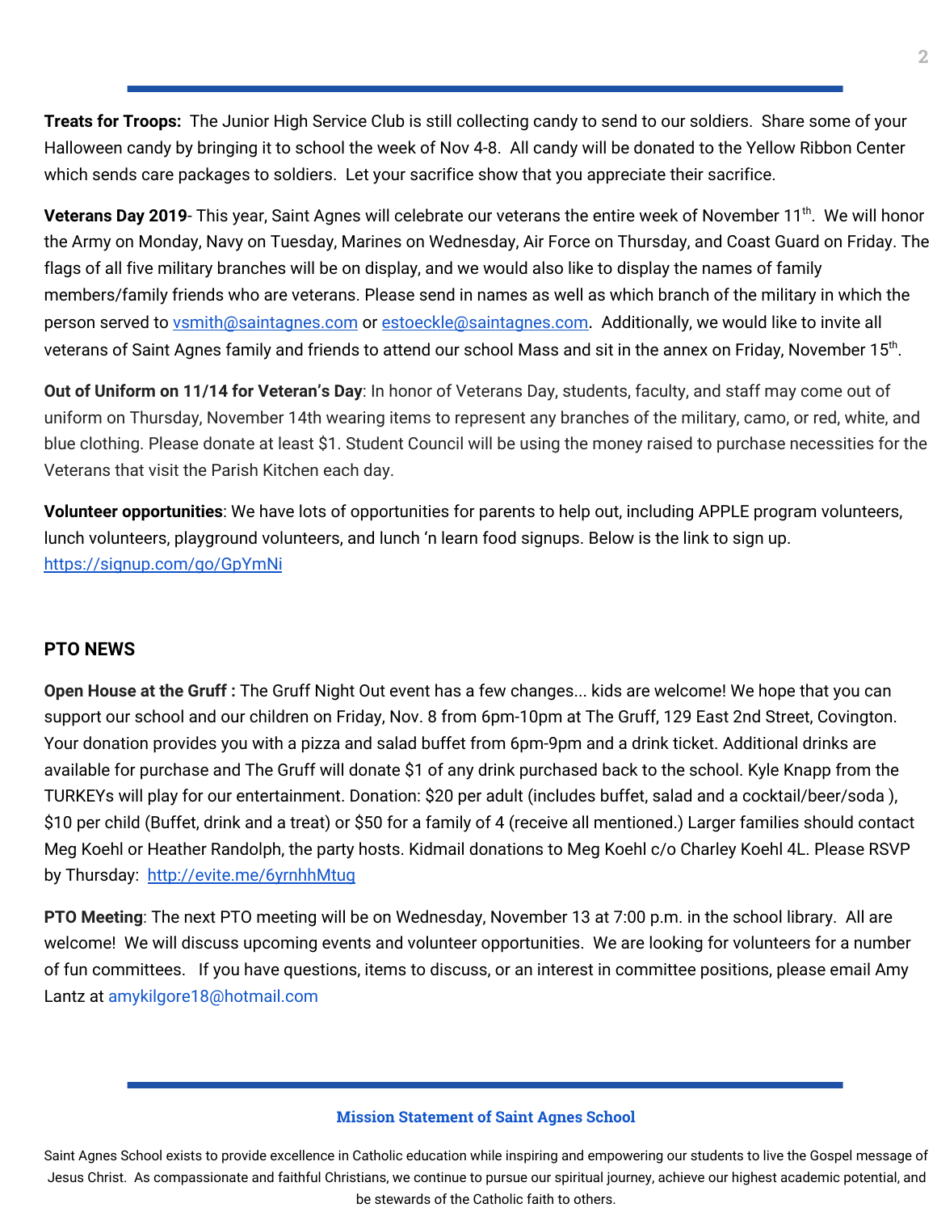**Treats for Troops:** The Junior High Service Club is still collecting candy to send to our soldiers. Share some of your Halloween candy by bringing it to school the week of Nov 4-8. All candy will be donated to the Yellow Ribbon Center which sends care packages to soldiers. Let your sacrifice show that you appreciate their sacrifice.

**Veterans Day 2019**- This year, Saint Agnes will celebrate our veterans the entire week of November 11th. We will honor the Army on Monday, Navy on Tuesday, Marines on Wednesday, Air Force on Thursday, and Coast Guard on Friday. The flags of all five military branches will be on display, and we would also like to display the names of family members/family friends who are veterans. Please send in names as well as which branch of the military in which the person served to vsmith@saintagnes.com or estoeckle@saintagnes.com. Additionally, we would like to invite all veterans of Saint Agnes family and friends to attend our school Mass and sit in the annex on Friday, November 15th.

**Out of Uniform on 11/14 for Veteran's Day**: In honor of Veterans Day, students, faculty, and staff may come out of uniform on Thursday, November 14th wearing items to represent any branches of the military, camo, or red, white, and blue clothing. Please donate at least $1. Student Council will be using the money raised to purchase necessities for the Veterans that visit the Parish Kitchen each day.

**Volunteer opportunities**: We have lots of opportunities for parents to help out, including APPLE program volunteers, lunch volunteers, playground volunteers, and lunch 'n learn food signups. Below is the link to sign up. https://signup.com/go/GpYmNi

## PTO NEWS

**Open House at the Gruff :** The Gruff Night Out event has a few changes... kids are welcome! We hope that you can support our school and our children on Friday, Nov. 8 from 6pm-10pm at The Gruff, 129 East 2nd Street, Covington. Your donation provides you with a pizza and salad buffet from 6pm-9pm and a drink ticket. Additional drinks are available for purchase and The Gruff will donate $1 of any drink purchased back to the school. Kyle Knapp from the TURKEYs will play for our entertainment. Donation: $20 per adult (includes buffet, salad and a cocktail/beer/soda ), $10 per child (Buffet, drink and a treat) or $50 for a family of 4 (receive all mentioned.) Larger families should contact Meg Koehl or Heather Randolph, the party hosts. Kidmail donations to Meg Koehl c/o Charley Koehl 4L. Please RSVP by Thursday: http://evite.me/6yrnhhMtug

**PTO Meeting**: The next PTO meeting will be on Wednesday, November 13 at 7:00 p.m. in the school library. All are welcome! We will discuss upcoming events and volunteer opportunities. We are looking for volunteers for a number of fun committees. If you have questions, items to discuss, or an interest in committee positions, please email Amy Lantz at amykilgore18@hotmail.com

---

**Mission Statement of Saint Agnes School**

Saint Agnes School exists to provide excellence in Catholic education while inspiring and empowering our students to live the Gospel message of Jesus Christ. As compassionate and faithful Christians, we continue to pursue our spiritual journey, achieve our highest academic potential, and be stewards of the Catholic faith to others.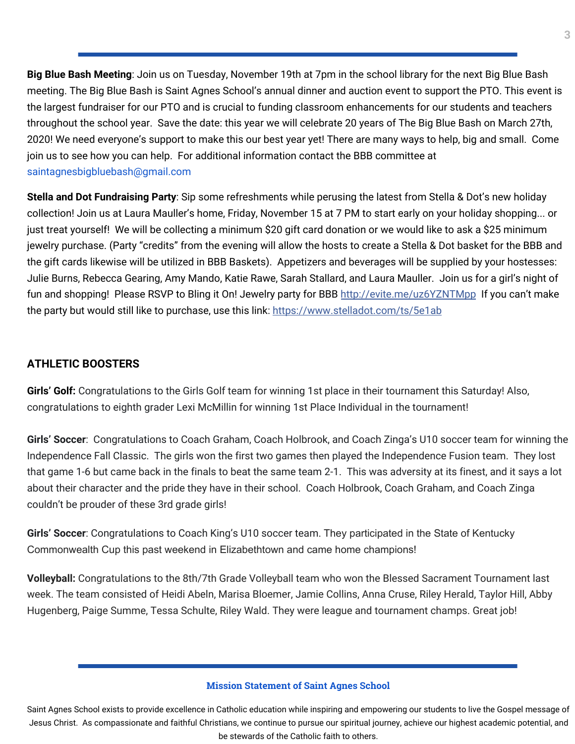**Big Blue Bash Meeting**: Join us on Tuesday, November 19th at 7pm in the school library for the next Big Blue Bash meeting. The Big Blue Bash is Saint Agnes School's annual dinner and auction event to support the PTO. This event is the largest fundraiser for our PTO and is crucial to funding classroom enhancements for our students and teachers throughout the school year. Save the date: this year we will celebrate 20 years of The Big Blue Bash on March 27th, 2020! We need everyone's support to make this our best year yet! There are many ways to help, big and small. Come join us to see how you can help. For additional information contact the BBB committee at saintagnesbigbluebash@gmail.com

**Stella and Dot Fundraising Party**: Sip some refreshments while perusing the latest from Stella & Dot's new holiday collection! Join us at Laura Mauller's home, Friday, November 15 at 7 PM to start early on your holiday shopping... or just treat yourself! We will be collecting a minimum $20 gift card donation or we would like to ask a $25 minimum jewelry purchase. (Party "credits" from the evening will allow the hosts to create a Stella & Dot basket for the BBB and the gift cards likewise will be utilized in BBB Baskets). Appetizers and beverages will be supplied by your hostesses: Julie Burns, Rebecca Gearing, Amy Mando, Katie Rawe, Sarah Stallard, and Laura Mauller. Join us for a girl's night of fun and shopping! Please RSVP to Bling it On! Jewelry party for BBB http://evite.me/uz6YZNTMpp If you can't make the party but would still like to purchase, use this link: https://www.stelladot.com/ts/5e1ab

## ATHLETIC BOOSTERS

**Girls' Golf:** Congratulations to the Girls Golf team for winning 1st place in their tournament this Saturday! Also, congratulations to eighth grader Lexi McMillin for winning 1st Place Individual in the tournament!

**Girls' Soccer**: Congratulations to Coach Graham, Coach Holbrook, and Coach Zinga's U10 soccer team for winning the Independence Fall Classic. The girls won the first two games then played the Independence Fusion team. They lost that game 1-6 but came back in the finals to beat the same team 2-1. This was adversity at its finest, and it says a lot about their character and the pride they have in their school. Coach Holbrook, Coach Graham, and Coach Zinga couldn't be prouder of these 3rd grade girls!

**Girls' Soccer**: Congratulations to Coach King's U10 soccer team. They participated in the State of Kentucky Commonwealth Cup this past weekend in Elizabethtown and came home champions!

**Volleyball:** Congratulations to the 8th/7th Grade Volleyball team who won the Blessed Sacrament Tournament last week. The team consisted of Heidi Abeln, Marisa Bloemer, Jamie Collins, Anna Cruse, Riley Herald, Taylor Hill, Abby Hugenberg, Paige Summe, Tessa Schulte, Riley Wald. They were league and tournament champs. Great job!

**Mission Statement of Saint Agnes School**

Saint Agnes School exists to provide excellence in Catholic education while inspiring and empowering our students to live the Gospel message of Jesus Christ. As compassionate and faithful Christians, we continue to pursue our spiritual journey, achieve our highest academic potential, and be stewards of the Catholic faith to others.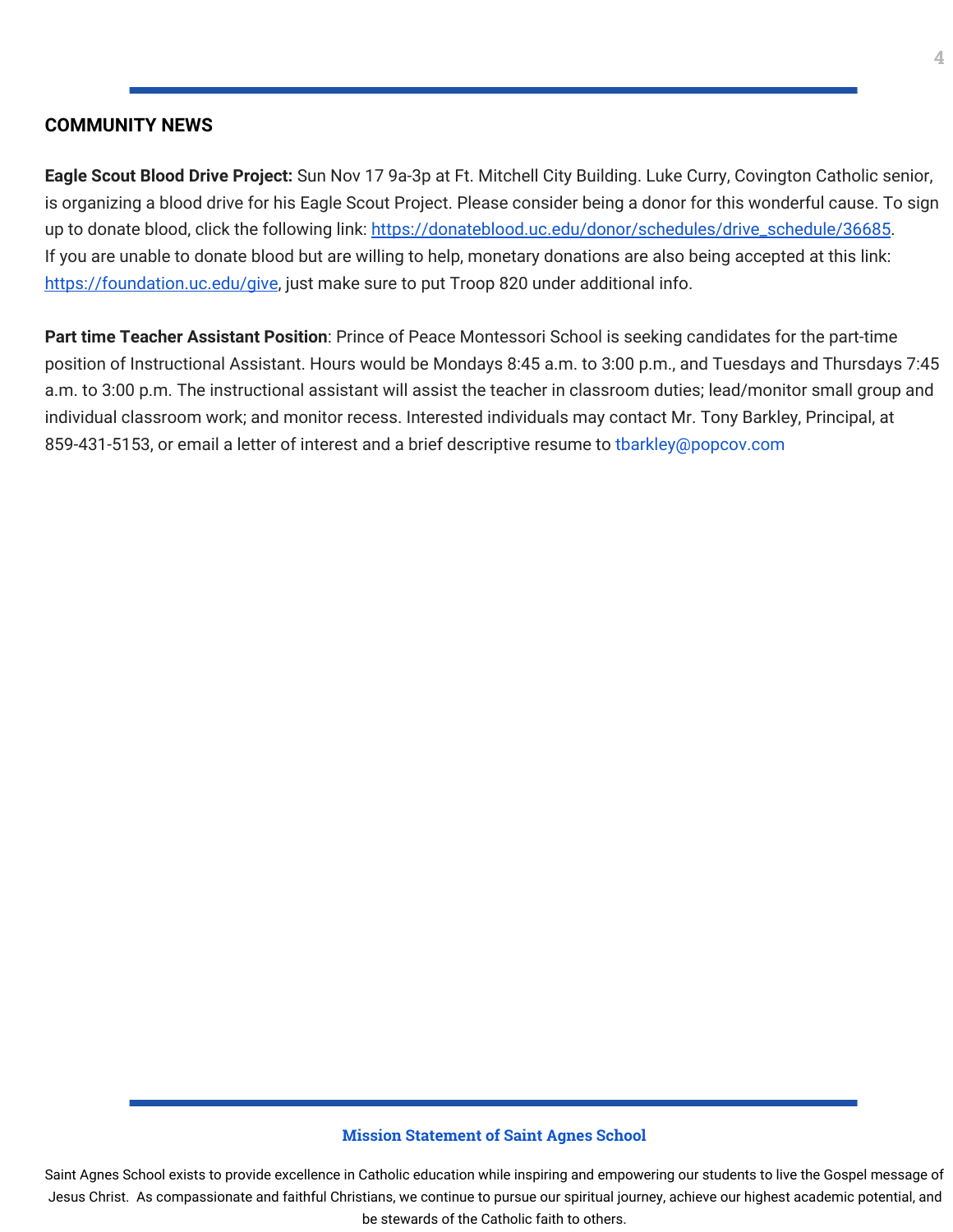## COMMUNITY NEWS

**Eagle Scout Blood Drive Project:** Sun Nov 17 9a-3p at Ft. Mitchell City Building. Luke Curry, Covington Catholic senior, is organizing a blood drive for his Eagle Scout Project. Please consider being a donor for this wonderful cause. To sign up to donate blood, click the following link: https://donateblood.uc.edu/donor/schedules/drive_schedule/36685. If you are unable to donate blood but are willing to help, monetary donations are also being accepted at this link: https://foundation.uc.edu/give, just make sure to put Troop 820 under additional info.

**Part time Teacher Assistant Position**: Prince of Peace Montessori School is seeking candidates for the part-time position of Instructional Assistant. Hours would be Mondays 8:45 a.m. to 3:00 p.m., and Tuesdays and Thursdays 7:45 a.m. to 3:00 p.m. The instructional assistant will assist the teacher in classroom duties; lead/monitor small group and individual classroom work; and monitor recess. Interested individuals may contact Mr. Tony Barkley, Principal, at 859-431-5153, or email a letter of interest and a brief descriptive resume to tbarkley@popcov.com

**Mission Statement of Saint Agnes School**

Saint Agnes School exists to provide excellence in Catholic education while inspiring and empowering our students to live the Gospel message of Jesus Christ. As compassionate and faithful Christians, we continue to pursue our spiritual journey, achieve our highest academic potential, and be stewards of the Catholic faith to others.